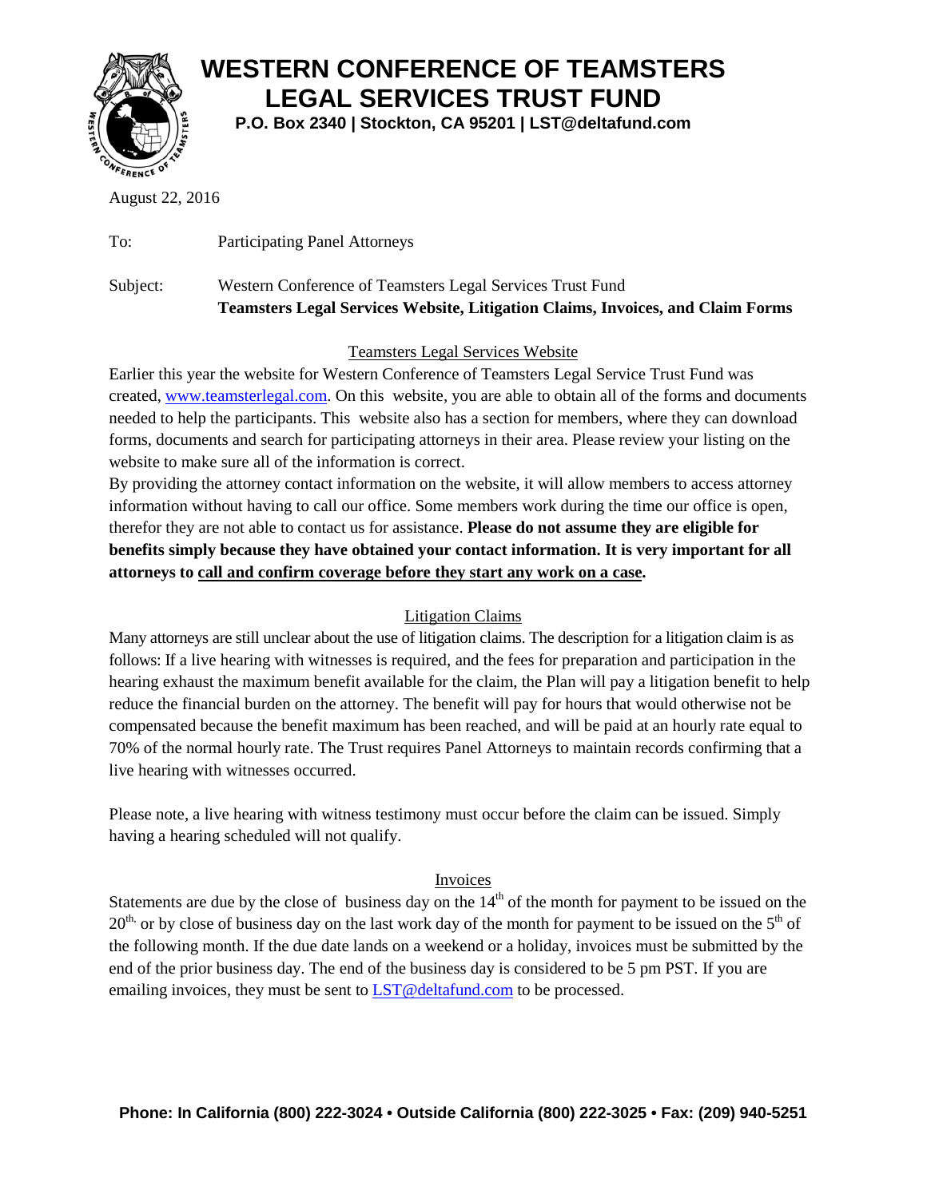# WESTERN CONFERENCE OF TEAMSTERS LEGAL SERVICES TRUST FUND

**P.O. Box 2340 | Stockton, CA 95201 | LST@deltafund.com**

August 22, 2016

To: Participating Panel Attorneys

Subject: Western Conference of Teamsters Legal Services Trust Fund
**Teamsters Legal Services Website, Litigation Claims, Invoices, and Claim Forms**

## Teamsters Legal Services Website

Earlier this year the website for Western Conference of Teamsters Legal Service Trust Fund was created, www.teamsterlegal.com. On this website, you are able to obtain all of the forms and documents needed to help the participants. This website also has a section for members, where they can download forms, documents and search for participating attorneys in their area. Please review your listing on the website to make sure all of the information is correct.

By providing the attorney contact information on the website, it will allow members to access attorney information without having to call our office. Some members work during the time our office is open, therefor they are not able to contact us for assistance. **Please do not assume they are eligible for benefits simply because they have obtained your contact information. It is very important for all attorneys to call and confirm coverage before they start any work on a case.**

## Litigation Claims

Many attorneys are still unclear about the use of litigation claims. The description for a litigation claim is as follows: If a live hearing with witnesses is required, and the fees for preparation and participation in the hearing exhaust the maximum benefit available for the claim, the Plan will pay a litigation benefit to help reduce the financial burden on the attorney. The benefit will pay for hours that would otherwise not be compensated because the benefit maximum has been reached, and will be paid at an hourly rate equal to 70% of the normal hourly rate. The Trust requires Panel Attorneys to maintain records confirming that a live hearing with witnesses occurred.

Please note, a live hearing with witness testimony must occur before the claim can be issued. Simply having a hearing scheduled will not qualify.

## Invoices

Statements are due by the close of business day on the 14th of the month for payment to be issued on the 20th, or by close of business day on the last work day of the month for payment to be issued on the 5th of the following month. If the due date lands on a weekend or a holiday, invoices must be submitted by the end of the prior business day. The end of the business day is considered to be 5 pm PST. If you are emailing invoices, they must be sent to LST@deltafund.com to be processed.

**Phone: In California (800) 222-3024 • Outside California (800) 222-3025 • Fax: (209) 940-5251**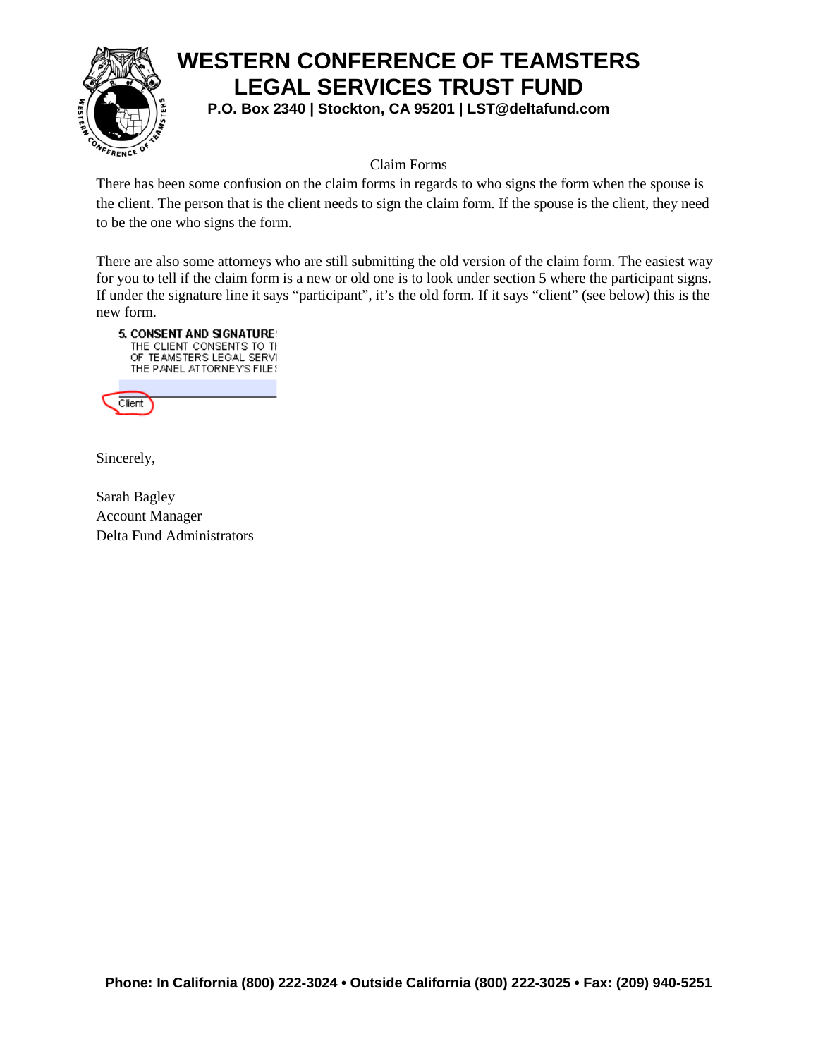# WESTERN CONFERENCE OF TEAMSTERS
# LEGAL SERVICES TRUST FUND

**P.O. Box 2340 | Stockton, CA 95201 | LST@deltafund.com**

<u>Claim Forms</u>

There has been some confusion on the claim forms in regards to who signs the form when the spouse is the client. The person that is the client needs to sign the claim form. If the spouse is the client, they need to be the one who signs the form.

There are also some attorneys who are still submitting the old version of the claim form. The easiest way for you to tell if the claim form is a new or old one is to look under section 5 where the participant signs. If under the signature line it says "participant", it's the old form. If it says "client" (see below) this is the new form.

**5. CONSENT AND SIGNATURE**
THE CLIENT CONSENTS TO TI
OF TEAMSTERS LEGAL SERVI
THE PANEL ATTORNEY'S FILE

Client

Sincerely,

Sarah Bagley
Account Manager
Delta Fund Administrators

**Phone: In California (800) 222-3024 • Outside California (800) 222-3025 • Fax: (209) 940-5251**